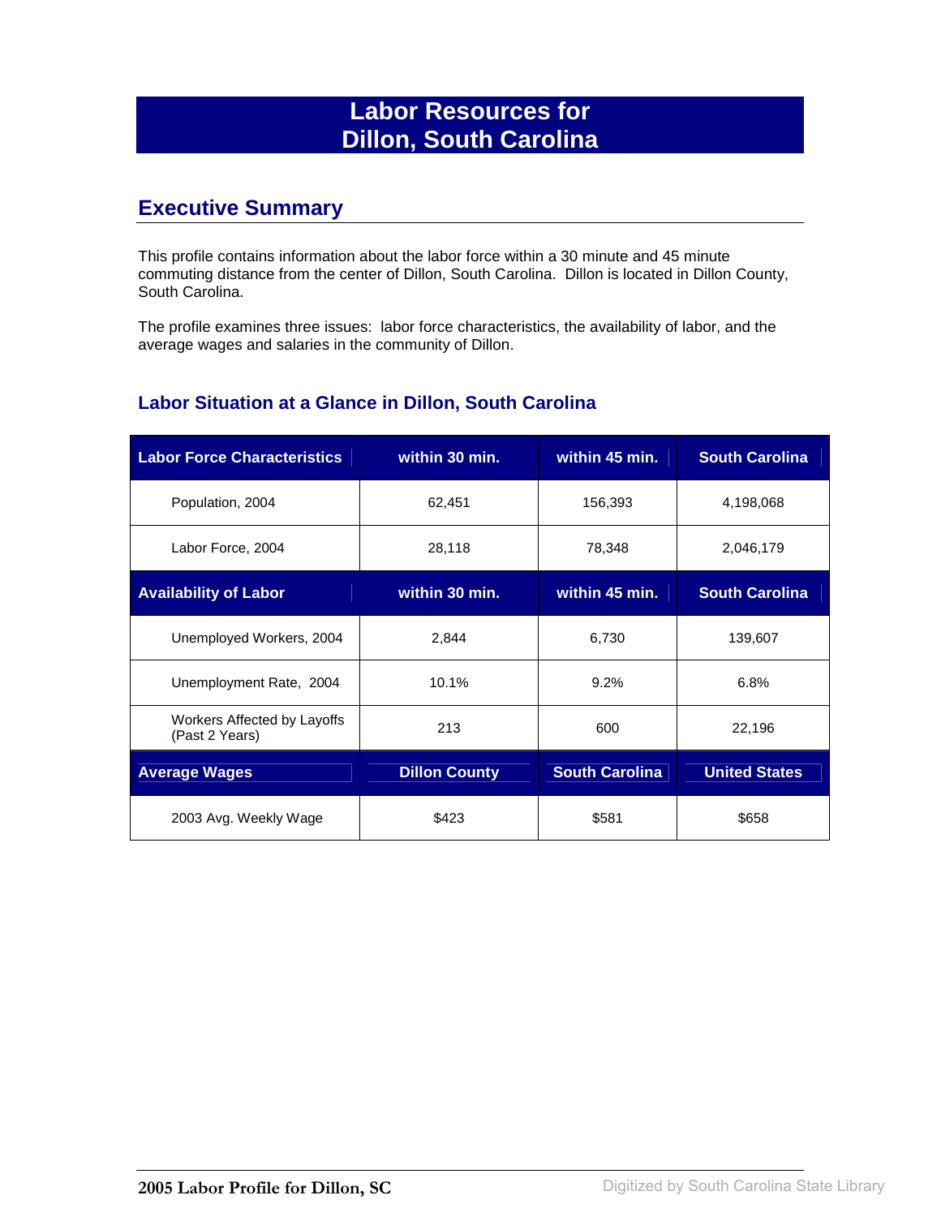# Labor Resources for Dillon, South Carolina

## Executive Summary

This profile contains information about the labor force within a 30 minute and 45 minute commuting distance from the center of Dillon, South Carolina. Dillon is located in Dillon County, South Carolina.

The profile examines three issues: labor force characteristics, the availability of labor, and the average wages and salaries in the community of Dillon.

### Labor Situation at a Glance in Dillon, South Carolina

| Labor Force Characteristics | within 30 min. | within 45 min. | South Carolina |
|---|---|---|---|
| Population, 2004 | 62,451 | 156,393 | 4,198,068 |
| Labor Force, 2004 | 28,118 | 78,348 | 2,046,179 |
| **Availability of Labor** | **within 30 min.** | **within 45 min.** | **South Carolina** |
| Unemployed Workers, 2004 | 2,844 | 6,730 | 139,607 |
| Unemployment Rate, 2004 | 10.1% | 9.2% | 6.8% |
| Workers Affected by Layoffs (Past 2 Years) | 213 | 600 | 22,196 |
| **Average Wages** | **Dillon County** | **South Carolina** | **United States** |
| 2003 Avg. Weekly Wage | $423 | $581 | $658 |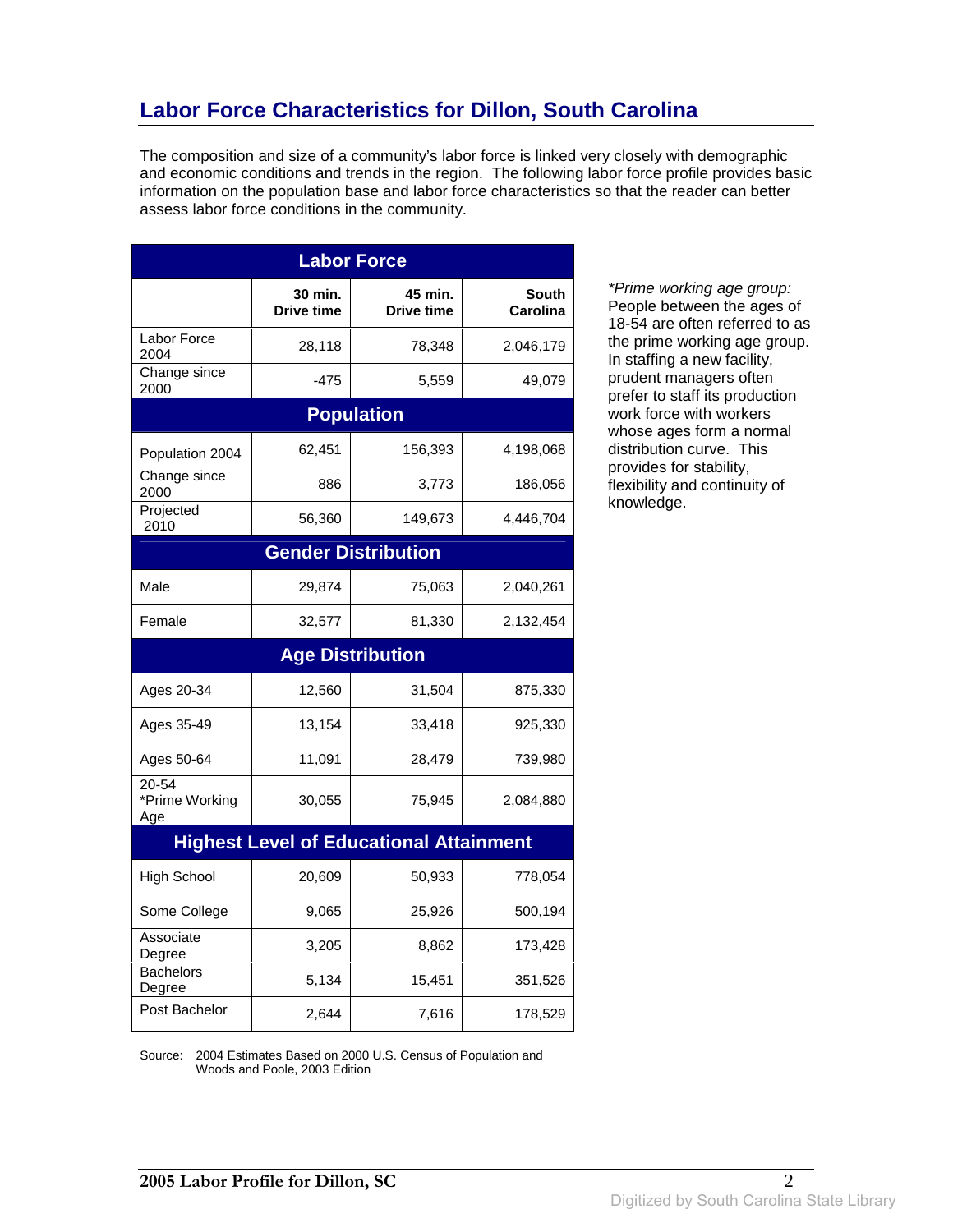## Labor Force Characteristics for Dillon, South Carolina

The composition and size of a community's labor force is linked very closely with demographic and economic conditions and trends in the region. The following labor force profile provides basic information on the population base and labor force characteristics so that the reader can better assess labor force conditions in the community.

| Labor Force | | | |
|---|---|---|---|
| | 30 min. Drive time | 45 min. Drive time | South Carolina |
| Labor Force 2004 | 28,118 | 78,348 | 2,046,179 |
| Change since 2000 | -475 | 5,559 | 49,079 |
| **Population** | | | |
| Population 2004 | 62,451 | 156,393 | 4,198,068 |
| Change since 2000 | 886 | 3,773 | 186,056 |
| Projected 2010 | 56,360 | 149,673 | 4,446,704 |
| **Gender Distribution** | | | |
| Male | 29,874 | 75,063 | 2,040,261 |
| Female | 32,577 | 81,330 | 2,132,454 |
| **Age Distribution** | | | |
| Ages 20-34 | 12,560 | 31,504 | 875,330 |
| Ages 35-49 | 13,154 | 33,418 | 925,330 |
| Ages 50-64 | 11,091 | 28,479 | 739,980 |
| 20-54 *Prime Working Age | 30,055 | 75,945 | 2,084,880 |
| **Highest Level of Educational Attainment** | | | |
| High School | 20,609 | 50,933 | 778,054 |
| Some College | 9,065 | 25,926 | 500,194 |
| Associate Degree | 3,205 | 8,862 | 173,428 |
| Bachelors Degree | 5,134 | 15,451 | 351,526 |
| Post Bachelor | 2,644 | 7,616 | 178,529 |

*\*Prime working age group:* People between the ages of 18-54 are often referred to as the prime working age group. In staffing a new facility, prudent managers often prefer to staff its production work force with workers whose ages form a normal distribution curve. This provides for stability, flexibility and continuity of knowledge.

Source: 2004 Estimates Based on 2000 U.S. Census of Population and Woods and Poole, 2003 Edition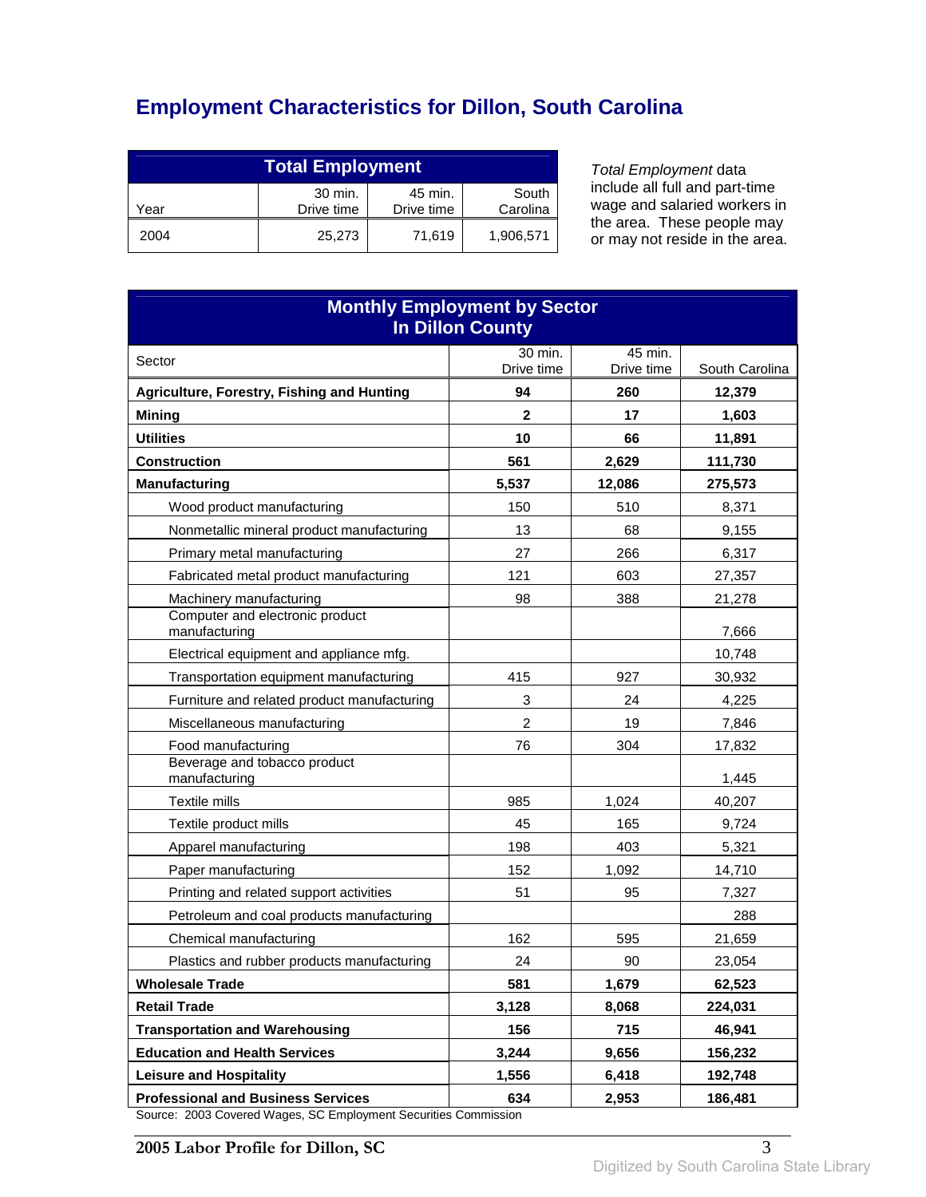# Employment Characteristics for Dillon, South Carolina

| Total Employment | | | |
|---|---|---|---|
| Year | 30 min. Drive time | 45 min. Drive time | South Carolina |
| 2004 | 25,273 | 71,619 | 1,906,571 |

*Total Employment* data include all full and part-time wage and salaried workers in the area. These people may or may not reside in the area.

| Monthly Employment by Sector In Dillon County | | | |
|---|---|---|---|
| Sector | 30 min. Drive time | 45 min. Drive time | South Carolina |
| **Agriculture, Forestry, Fishing and Hunting** | **94** | **260** | **12,379** |
| **Mining** | **2** | **17** | **1,603** |
| **Utilities** | **10** | **66** | **11,891** |
| **Construction** | **561** | **2,629** | **111,730** |
| **Manufacturing** | **5,537** | **12,086** | **275,573** |
| Wood product manufacturing | 150 | 510 | 8,371 |
| Nonmetallic mineral product manufacturing | 13 | 68 | 9,155 |
| Primary metal manufacturing | 27 | 266 | 6,317 |
| Fabricated metal product manufacturing | 121 | 603 | 27,357 |
| Machinery manufacturing | 98 | 388 | 21,278 |
| Computer and electronic product manufacturing | | | 7,666 |
| Electrical equipment and appliance mfg. | | | 10,748 |
| Transportation equipment manufacturing | 415 | 927 | 30,932 |
| Furniture and related product manufacturing | 3 | 24 | 4,225 |
| Miscellaneous manufacturing | 2 | 19 | 7,846 |
| Food manufacturing | 76 | 304 | 17,832 |
| Beverage and tobacco product manufacturing | | | 1,445 |
| Textile mills | 985 | 1,024 | 40,207 |
| Textile product mills | 45 | 165 | 9,724 |
| Apparel manufacturing | 198 | 403 | 5,321 |
| Paper manufacturing | 152 | 1,092 | 14,710 |
| Printing and related support activities | 51 | 95 | 7,327 |
| Petroleum and coal products manufacturing | | | 288 |
| Chemical manufacturing | 162 | 595 | 21,659 |
| Plastics and rubber products manufacturing | 24 | 90 | 23,054 |
| **Wholesale Trade** | **581** | **1,679** | **62,523** |
| **Retail Trade** | **3,128** | **8,068** | **224,031** |
| **Transportation and Warehousing** | **156** | **715** | **46,941** |
| **Education and Health Services** | **3,244** | **9,656** | **156,232** |
| **Leisure and Hospitality** | **1,556** | **6,418** | **192,748** |
| **Professional and Business Services** | **634** | **2,953** | **186,481** |

Source: 2003 Covered Wages, SC Employment Securities Commission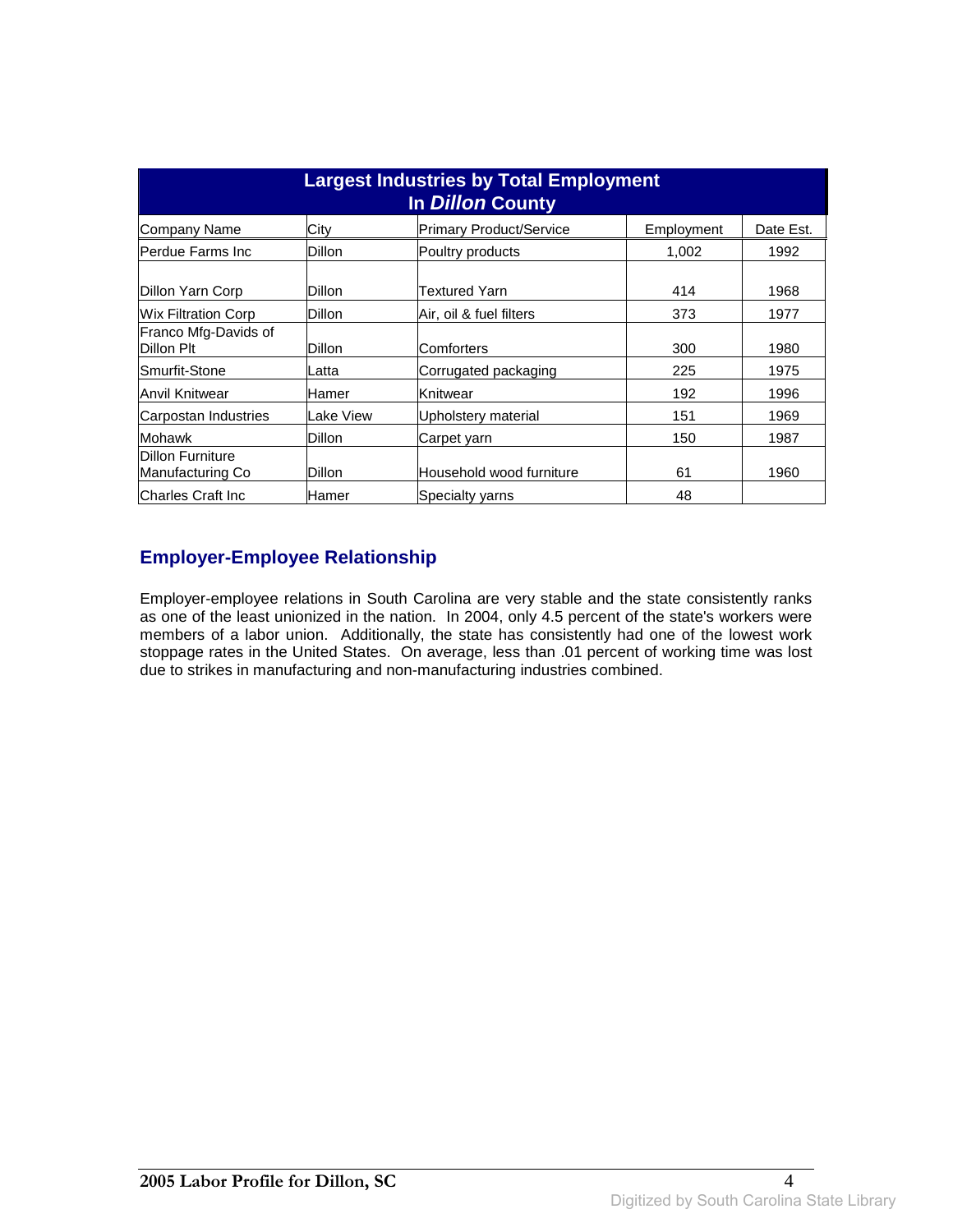| Largest Industries by Total Employment In *Dillon* County | | | | |
|---|---|---|---|---|
| Company Name | City | Primary Product/Service | Employment | Date Est. |
| Perdue Farms Inc | Dillon | Poultry products | 1,002 | 1992 |
| Dillon Yarn Corp | Dillon | Textured Yarn | 414 | 1968 |
| Wix Filtration Corp | Dillon | Air, oil & fuel filters | 373 | 1977 |
| Franco Mfg-Davids of Dillon Plt | Dillon | Comforters | 300 | 1980 |
| Smurfit-Stone | Latta | Corrugated packaging | 225 | 1975 |
| Anvil Knitwear | Hamer | Knitwear | 192 | 1996 |
| Carpostan Industries | Lake View | Upholstery material | 151 | 1969 |
| Mohawk | Dillon | Carpet yarn | 150 | 1987 |
| Dillon Furniture Manufacturing Co | Dillon | Household wood furniture | 61 | 1960 |
| Charles Craft Inc | Hamer | Specialty yarns | 48 | |

## Employer-Employee Relationship

Employer-employee relations in South Carolina are very stable and the state consistently ranks as one of the least unionized in the nation. In 2004, only 4.5 percent of the state's workers were members of a labor union. Additionally, the state has consistently had one of the lowest work stoppage rates in the United States. On average, less than .01 percent of working time was lost due to strikes in manufacturing and non-manufacturing industries combined.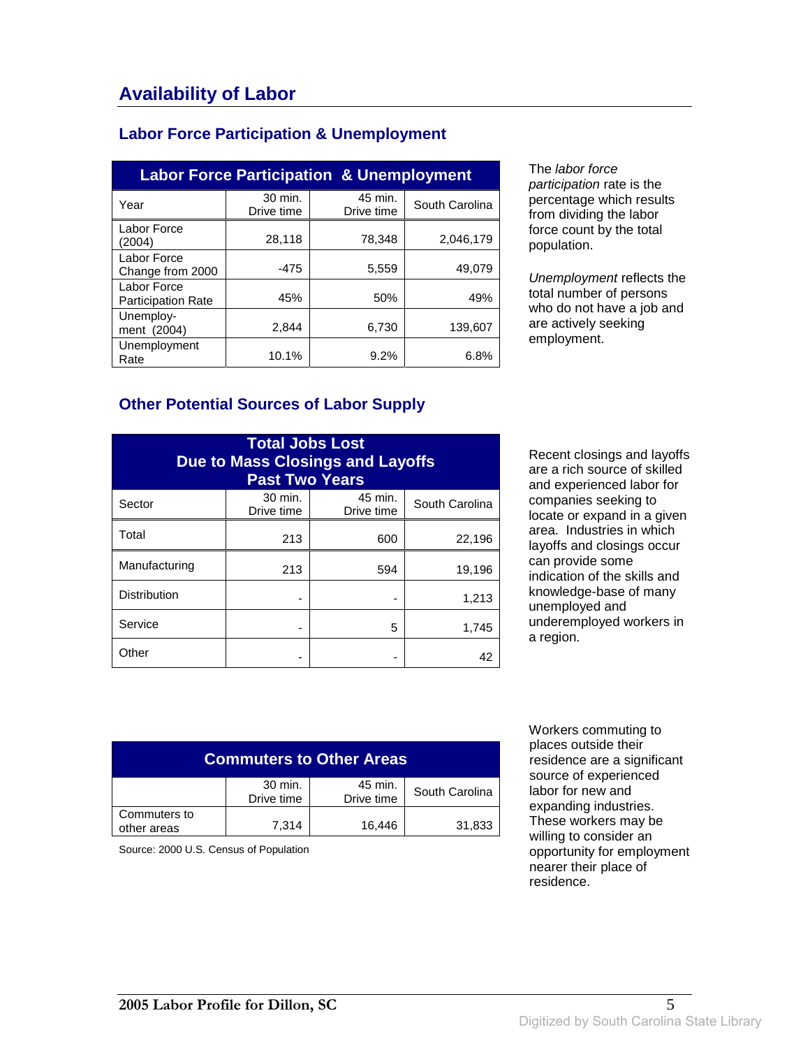# Availability of Labor

## Labor Force Participation & Unemployment

| Labor Force Participation & Unemployment | | | |
|---|---|---|---|
| Year | 30 min. Drive time | 45 min. Drive time | South Carolina |
| Labor Force (2004) | 28,118 | 78,348 | 2,046,179 |
| Labor Force Change from 2000 | -475 | 5,559 | 49,079 |
| Labor Force Participation Rate | 45% | 50% | 49% |
| Unemploy-ment (2004) | 2,844 | 6,730 | 139,607 |
| Unemployment Rate | 10.1% | 9.2% | 6.8% |

The *labor force participation* rate is the percentage which results from dividing the labor force count by the total population.

*Unemployment* reflects the total number of persons who do not have a job and are actively seeking employment.

## Other Potential Sources of Labor Supply

| Total Jobs Lost Due to Mass Closings and Layoffs Past Two Years | | | |
|---|---|---|---|
| Sector | 30 min. Drive time | 45 min. Drive time | South Carolina |
| Total | 213 | 600 | 22,196 |
| Manufacturing | 213 | 594 | 19,196 |
| Distribution | - | - | 1,213 |
| Service | - | 5 | 1,745 |
| Other | - | - | 42 |

Recent closings and layoffs are a rich source of skilled and experienced labor for companies seeking to locate or expand in a given area. Industries in which layoffs and closings occur can provide some indication of the skills and knowledge-base of many unemployed and underemployed workers in a region.

| Commuters to Other Areas | | | |
|---|---|---|---|
| | 30 min. Drive time | 45 min. Drive time | South Carolina |
| Commuters to other areas | 7,314 | 16,446 | 31,833 |

Source: 2000 U.S. Census of Population

Workers commuting to places outside their residence are a significant source of experienced labor for new and expanding industries. These workers may be willing to consider an opportunity for employment nearer their place of residence.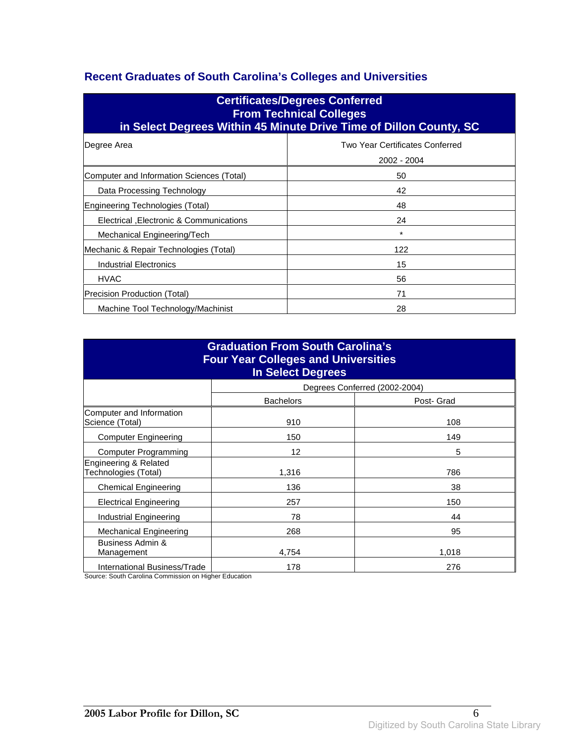## Recent Graduates of South Carolina's Colleges and Universities

| Certificates/Degrees Conferred From Technical Colleges in Select Degrees Within 45 Minute Drive Time of Dillon County, SC | |
|---|---|
| Degree Area | Two Year Certificates Conferred 2002 - 2004 |
| Computer and Information Sciences (Total) | 50 |
| Data Processing Technology | 42 |
| Engineering Technologies (Total) | 48 |
| Electrical ,Electronic & Communications | 24 |
| Mechanical Engineering/Tech | * |
| Mechanic & Repair Technologies (Total) | 122 |
| Industrial Electronics | 15 |
| HVAC | 56 |
| Precision Production (Total) | 71 |
| Machine Tool Technology/Machinist | 28 |

| Graduation From South Carolina's Four Year Colleges and Universities In Select Degrees | | |
|---|---|---|
| | Degrees Conferred (2002-2004) | |
| | Bachelors | Post- Grad |
| Computer and Information Science (Total) | 910 | 108 |
| Computer Engineering | 150 | 149 |
| Computer Programming | 12 | 5 |
| Engineering & Related Technologies (Total) | 1,316 | 786 |
| Chemical Engineering | 136 | 38 |
| Electrical Engineering | 257 | 150 |
| Industrial Engineering | 78 | 44 |
| Mechanical Engineering | 268 | 95 |
| Business Admin & Management | 4,754 | 1,018 |
| International Business/Trade | 178 | 276 |

Source: South Carolina Commission on Higher Education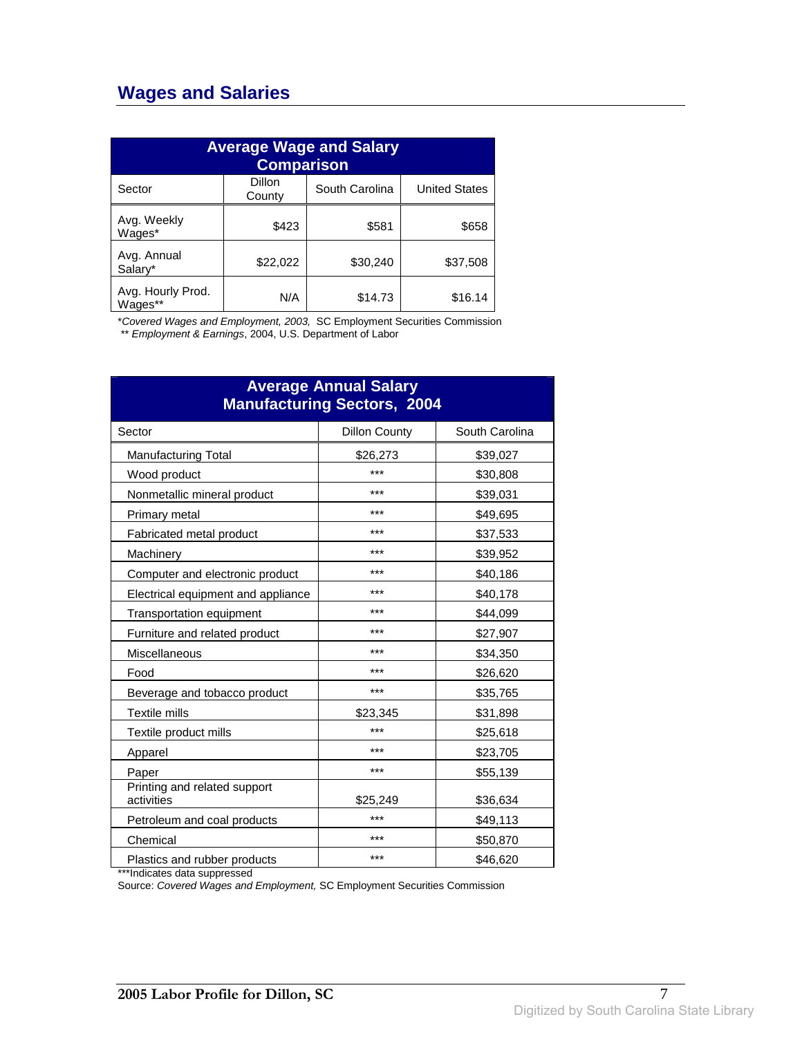## Wages and Salaries

| Average Wage and Salary Comparison | | | |
|---|---|---|---|
| Sector | Dillon County | South Carolina | United States |
| Avg. Weekly Wages* | $423 | $581 | $658 |
| Avg. Annual Salary* | $22,022 | $30,240 | $37,508 |
| Avg. Hourly Prod. Wages** | N/A | $14.73 | $16.14 |

**Covered Wages and Employment, 2003,* SC Employment Securities Commission
** *Employment & Earnings*, 2004, U.S. Department of Labor

| Average Annual Salary Manufacturing Sectors, 2004 | | |
|---|---|---|
| Sector | Dillon County | South Carolina |
| Manufacturing Total | $26,273 | $39,027 |
| Wood product | *** | $30,808 |
| Nonmetallic mineral product | *** | $39,031 |
| Primary metal | *** | $49,695 |
| Fabricated metal product | *** | $37,533 |
| Machinery | *** | $39,952 |
| Computer and electronic product | *** | $40,186 |
| Electrical equipment and appliance | *** | $40,178 |
| Transportation equipment | *** | $44,099 |
| Furniture and related product | *** | $27,907 |
| Miscellaneous | *** | $34,350 |
| Food | *** | $26,620 |
| Beverage and tobacco product | *** | $35,765 |
| Textile mills | $23,345 | $31,898 |
| Textile product mills | *** | $25,618 |
| Apparel | *** | $23,705 |
| Paper | *** | $55,139 |
| Printing and related support activities | $25,249 | $36,634 |
| Petroleum and coal products | *** | $49,113 |
| Chemical | *** | $50,870 |
| Plastics and rubber products | *** | $46,620 |

***Indicates data suppressed
Source: *Covered Wages and Employment,* SC Employment Securities Commission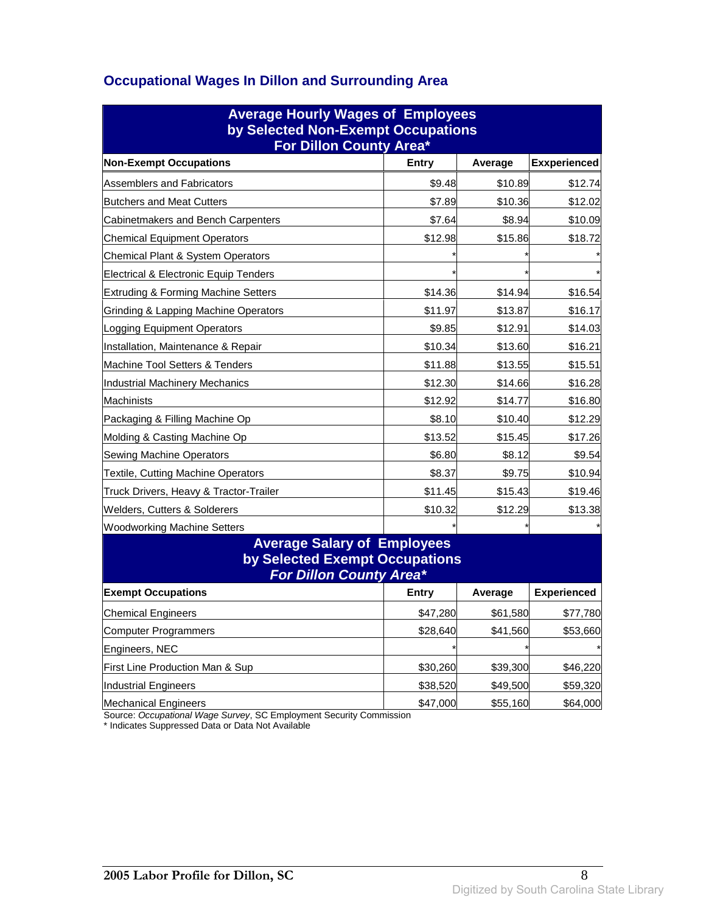## Occupational Wages In Dillon and Surrounding Area

| Average Hourly Wages of Employees by Selected Non-Exempt Occupations *For Dillon County Area** | | | |
|---|---|---|---|
| **Non-Exempt Occupations** | **Entry** | **Average** | **Exxperienced** |
| Assemblers and Fabricators | $9.48 | $10.89 | $12.74 |
| Butchers and Meat Cutters | $7.89 | $10.36 | $12.02 |
| Cabinetmakers and Bench Carpenters | $7.64 | $8.94 | $10.09 |
| Chemical Equipment Operators | $12.98 | $15.86 | $18.72 |
| Chemical Plant & System Operators | * | * | * |
| Electrical & Electronic Equip Tenders | * | * | * |
| Extruding & Forming Machine Setters | $14.36 | $14.94 | $16.54 |
| Grinding & Lapping Machine Operators | $11.97 | $13.87 | $16.17 |
| Logging Equipment Operators | $9.85 | $12.91 | $14.03 |
| Installation, Maintenance & Repair | $10.34 | $13.60 | $16.21 |
| Machine Tool Setters & Tenders | $11.88 | $13.55 | $15.51 |
| Industrial Machinery Mechanics | $12.30 | $14.66 | $16.28 |
| Machinists | $12.92 | $14.77 | $16.80 |
| Packaging & Filling Machine Op | $8.10 | $10.40 | $12.29 |
| Molding & Casting Machine Op | $13.52 | $15.45 | $17.26 |
| Sewing Machine Operators | $6.80 | $8.12 | $9.54 |
| Textile, Cutting Machine Operators | $8.37 | $9.75 | $10.94 |
| Truck Drivers, Heavy & Tractor-Trailer | $11.45 | $15.43 | $19.46 |
| Welders, Cutters & Solderers | $10.32 | $12.29 | $13.38 |
| Woodworking Machine Setters | * | * | * |

| Average Salary of Employees by Selected Exempt Occupations *For Dillon County Area** | | | |
|---|---|---|---|
| **Exempt Occupations** | **Entry** | **Average** | **Experienced** |
| Chemical Engineers | $47,280 | $61,580 | $77,780 |
| Computer Programmers | $28,640 | $41,560 | $53,660 |
| Engineers, NEC | * | * | * |
| First Line Production Man & Sup | $30,260 | $39,300 | $46,220 |
| Industrial Engineers | $38,520 | $49,500 | $59,320 |
| Mechanical Engineers | $47,000 | $55,160 | $64,000 |

Source: *Occupational Wage Survey*, SC Employment Security Commission
* Indicates Suppressed Data or Data Not Available